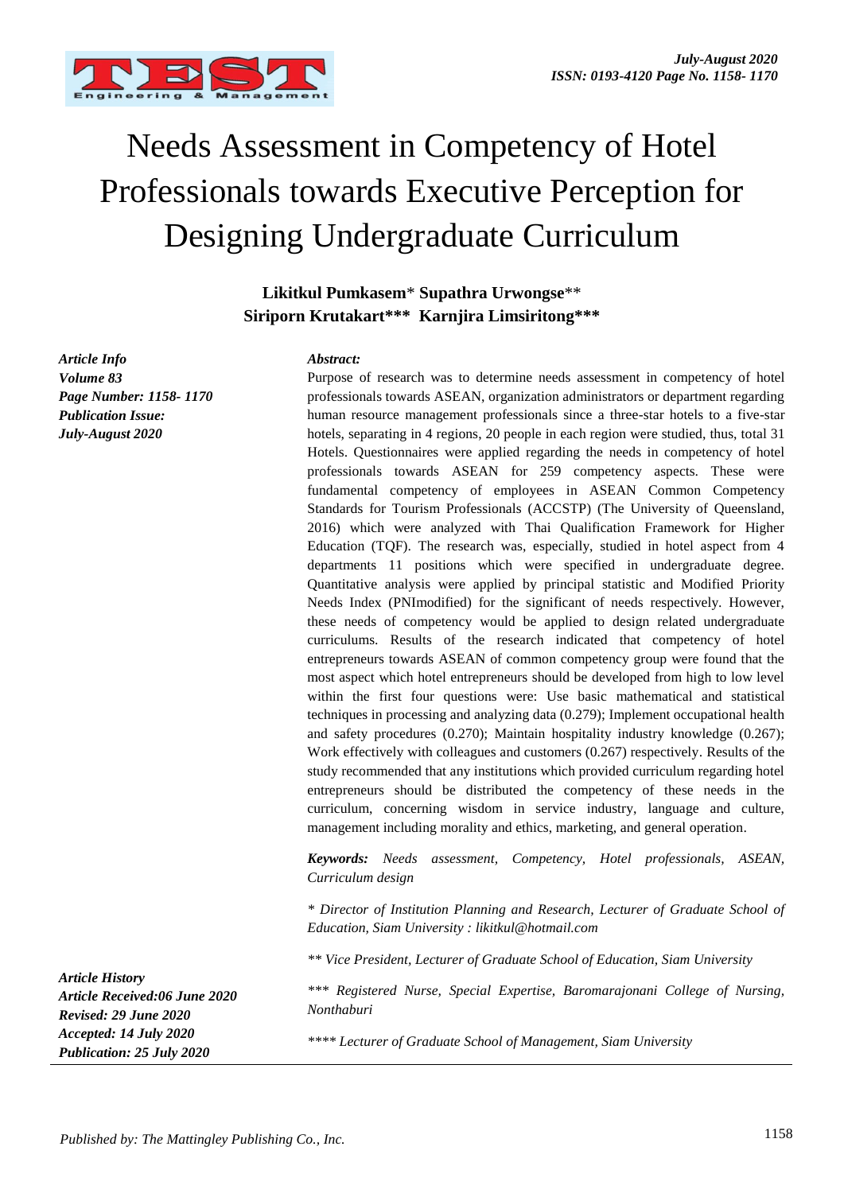# Needs Assessment in Competency of Hotel Professionals towards Executive Perception for Designing Undergraduate Curriculum

**Likitkul Pumkasem*** **Supathra Urwongse****
**Siriporn Krutakart***** **Karnjira Limsiritong*****

*Article Info*
*Volume 83*
*Page Number: 1158- 1170*
*Publication Issue:*
*July-August 2020*

***Abstract:***

Purpose of research was to determine needs assessment in competency of hotel professionals towards ASEAN, organization administrators or department regarding human resource management professionals since a three-star hotels to a five-star hotels, separating in 4 regions, 20 people in each region were studied, thus, total 31 Hotels. Questionnaires were applied regarding the needs in competency of hotel professionals towards ASEAN for 259 competency aspects. These were fundamental competency of employees in ASEAN Common Competency Standards for Tourism Professionals (ACCSTP) (The University of Queensland, 2016) which were analyzed with Thai Qualification Framework for Higher Education (TQF). The research was, especially, studied in hotel aspect from 4 departments 11 positions which were specified in undergraduate degree. Quantitative analysis were applied by principal statistic and Modified Priority Needs Index (PNImodified) for the significant of needs respectively. However, these needs of competency would be applied to design related undergraduate curriculums. Results of the research indicated that competency of hotel entrepreneurs towards ASEAN of common competency group were found that the most aspect which hotel entrepreneurs should be developed from high to low level within the first four questions were: Use basic mathematical and statistical techniques in processing and analyzing data (0.279); Implement occupational health and safety procedures (0.270); Maintain hospitality industry knowledge (0.267); Work effectively with colleagues and customers (0.267) respectively. Results of the study recommended that any institutions which provided curriculum regarding hotel entrepreneurs should be distributed the competency of these needs in the curriculum, concerning wisdom in service industry, language and culture, management including morality and ethics, marketing, and general operation.

***Keywords:*** *Needs assessment, Competency, Hotel professionals, ASEAN, Curriculum design*

*\* Director of Institution Planning and Research, Lecturer of Graduate School of Education, Siam University : likitkul@hotmail.com*

*\*\* Vice President, Lecturer of Graduate School of Education, Siam University*

*\*\*\* Registered Nurse, Special Expertise, Baromarajonani College of Nursing, Nonthaburi*

*\*\*\*\* Lecturer of Graduate School of Management, Siam University*

*Article History*
*Article Received:06 June 2020*
*Revised: 29 June 2020*
*Accepted: 14 July 2020*
*Publication: 25 July 2020*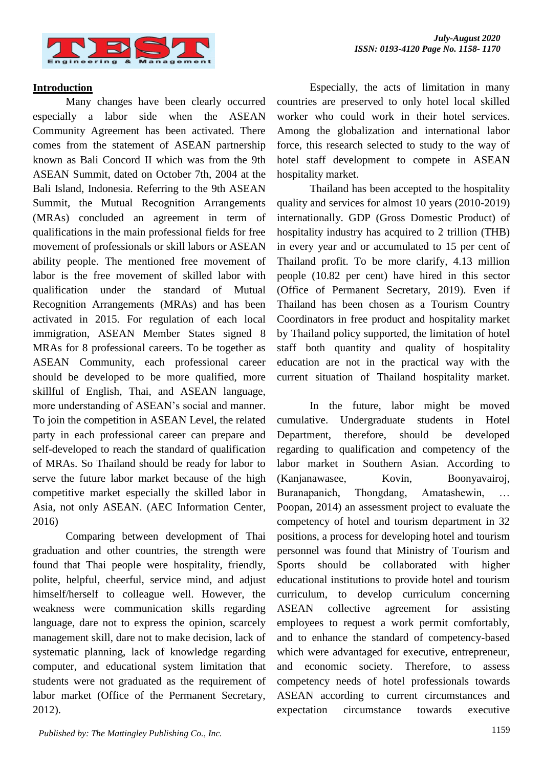## Introduction

Many changes have been clearly occurred especially a labor side when the ASEAN Community Agreement has been activated. There comes from the statement of ASEAN partnership known as Bali Concord II which was from the 9th ASEAN Summit, dated on October 7th, 2004 at the Bali Island, Indonesia. Referring to the 9th ASEAN Summit, the Mutual Recognition Arrangements (MRAs) concluded an agreement in term of qualifications in the main professional fields for free movement of professionals or skill labors or ASEAN ability people. The mentioned free movement of labor is the free movement of skilled labor with qualification under the standard of Mutual Recognition Arrangements (MRAs) and has been activated in 2015. For regulation of each local immigration, ASEAN Member States signed 8 MRAs for 8 professional careers. To be together as ASEAN Community, each professional career should be developed to be more qualified, more skillful of English, Thai, and ASEAN language, more understanding of ASEAN's social and manner. To join the competition in ASEAN Level, the related party in each professional career can prepare and self-developed to reach the standard of qualification of MRAs. So Thailand should be ready for labor to serve the future labor market because of the high competitive market especially the skilled labor in Asia, not only ASEAN. (AEC Information Center, 2016)

Comparing between development of Thai graduation and other countries, the strength were found that Thai people were hospitality, friendly, polite, helpful, cheerful, service mind, and adjust himself/herself to colleague well. However, the weakness were communication skills regarding language, dare not to express the opinion, scarcely management skill, dare not to make decision, lack of systematic planning, lack of knowledge regarding computer, and educational system limitation that students were not graduated as the requirement of labor market (Office of the Permanent Secretary, 2012).

Especially, the acts of limitation in many countries are preserved to only hotel local skilled worker who could work in their hotel services. Among the globalization and international labor force, this research selected to study to the way of hotel staff development to compete in ASEAN hospitality market.

Thailand has been accepted to the hospitality quality and services for almost 10 years (2010-2019) internationally. GDP (Gross Domestic Product) of hospitality industry has acquired to 2 trillion (THB) in every year and or accumulated to 15 per cent of Thailand profit. To be more clarify, 4.13 million people (10.82 per cent) have hired in this sector (Office of Permanent Secretary, 2019). Even if Thailand has been chosen as a Tourism Country Coordinators in free product and hospitality market by Thailand policy supported, the limitation of hotel staff both quantity and quality of hospitality education are not in the practical way with the current situation of Thailand hospitality market.

In the future, labor might be moved cumulative. Undergraduate students in Hotel Department, therefore, should be developed regarding to qualification and competency of the labor market in Southern Asian. According to (Kanjanawasee, Kovin, Boonyavairoj, Buranapanich, Thongdang, Amatashewin, … Poopan, 2014) an assessment project to evaluate the competency of hotel and tourism department in 32 positions, a process for developing hotel and tourism personnel was found that Ministry of Tourism and Sports should be collaborated with higher educational institutions to provide hotel and tourism curriculum, to develop curriculum concerning ASEAN collective agreement for assisting employees to request a work permit comfortably, and to enhance the standard of competency-based which were advantaged for executive, entrepreneur, and economic society. Therefore, to assess competency needs of hotel professionals towards ASEAN according to current circumstances and expectation circumstance towards executive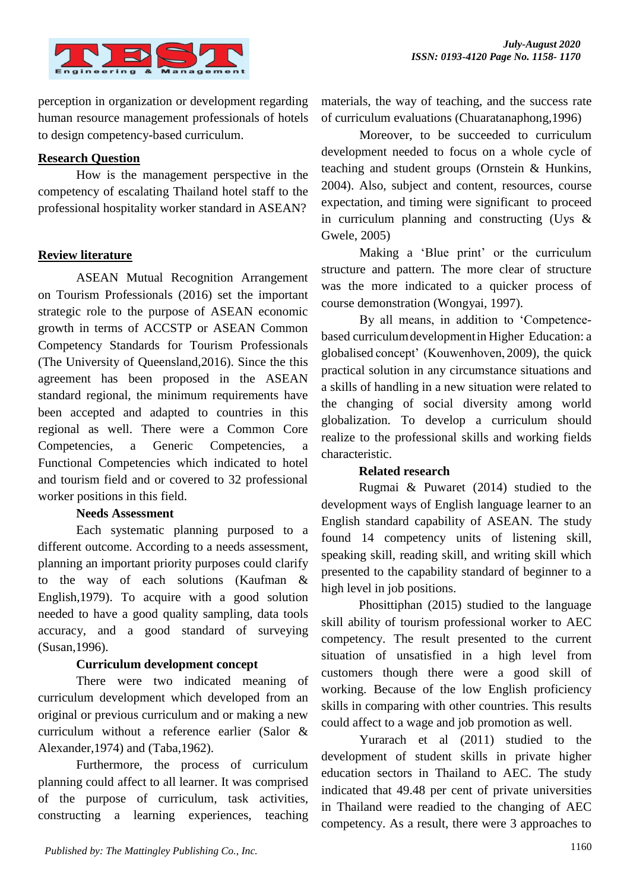perception in organization or development regarding human resource management professionals of hotels to design competency-based curriculum.

## Research Question

How is the management perspective in the competency of escalating Thailand hotel staff to the professional hospitality worker standard in ASEAN?

## Review literature

ASEAN Mutual Recognition Arrangement on Tourism Professionals (2016) set the important strategic role to the purpose of ASEAN economic growth in terms of ACCSTP or ASEAN Common Competency Standards for Tourism Professionals (The University of Queensland,2016). Since the this agreement has been proposed in the ASEAN standard regional, the minimum requirements have been accepted and adapted to countries in this regional as well. There were a Common Core Competencies, a Generic Competencies, a Functional Competencies which indicated to hotel and tourism field and or covered to 32 professional worker positions in this field.

### Needs Assessment

Each systematic planning purposed to a different outcome. According to a needs assessment, planning an important priority purposes could clarify to the way of each solutions (Kaufman & English,1979). To acquire with a good solution needed to have a good quality sampling, data tools accuracy, and a good standard of surveying (Susan,1996).

### Curriculum development concept

There were two indicated meaning of curriculum development which developed from an original or previous curriculum and or making a new curriculum without a reference earlier (Salor & Alexander,1974) and (Taba,1962).

Furthermore, the process of curriculum planning could affect to all learner. It was comprised of the purpose of curriculum, task activities, constructing a learning experiences, teaching materials, the way of teaching, and the success rate of curriculum evaluations (Chuaratanaphong,1996)

Moreover, to be succeeded to curriculum development needed to focus on a whole cycle of teaching and student groups (Ornstein & Hunkins, 2004). Also, subject and content, resources, course expectation, and timing were significant to proceed in curriculum planning and constructing (Uys & Gwele, 2005)

Making a 'Blue print' or the curriculum structure and pattern. The more clear of structure was the more indicated to a quicker process of course demonstration (Wongyai, 1997).

By all means, in addition to 'Competence-based curriculum development in Higher Education: a globalised concept' (Kouwenhoven, 2009), the quick practical solution in any circumstance situations and a skills of handling in a new situation were related to the changing of social diversity among world globalization. To develop a curriculum should realize to the professional skills and working fields characteristic.

### Related research

Rugmai & Puwaret (2014) studied to the development ways of English language learner to an English standard capability of ASEAN. The study found 14 competency units of listening skill, speaking skill, reading skill, and writing skill which presented to the capability standard of beginner to a high level in job positions.

Phosittiphan (2015) studied to the language skill ability of tourism professional worker to AEC competency. The result presented to the current situation of unsatisfied in a high level from customers though there were a good skill of working. Because of the low English proficiency skills in comparing with other countries. This results could affect to a wage and job promotion as well.

Yurarach et al (2011) studied to the development of student skills in private higher education sectors in Thailand to AEC. The study indicated that 49.48 per cent of private universities in Thailand were readied to the changing of AEC competency. As a result, there were 3 approaches to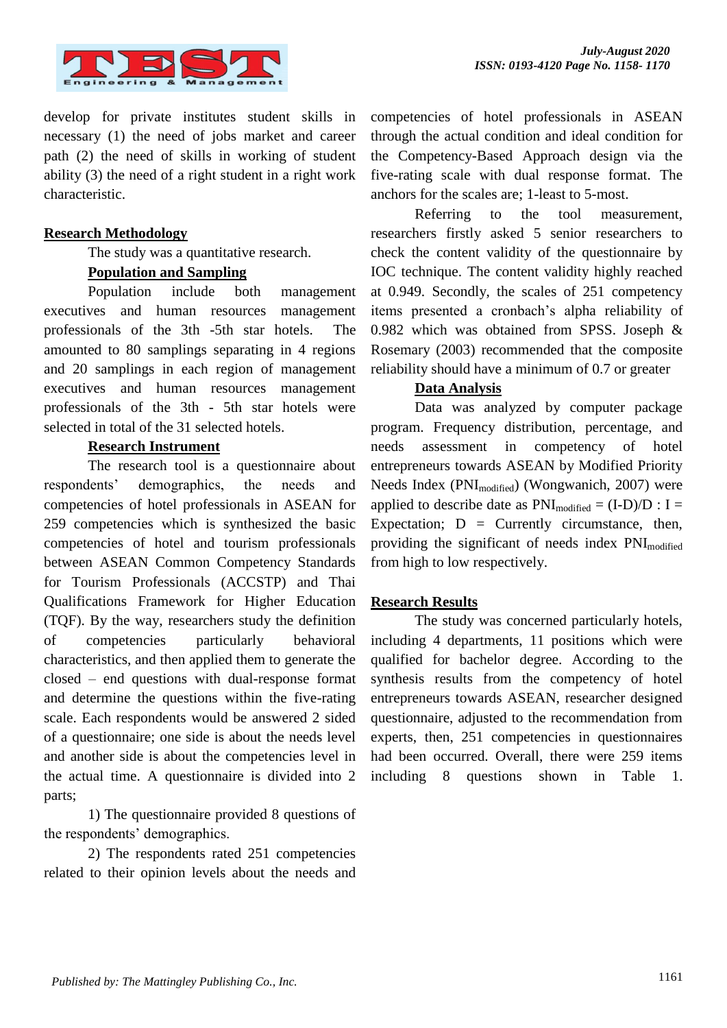develop for private institutes student skills in necessary (1) the need of jobs market and career path (2) the need of skills in working of student ability (3) the need of a right student in a right work characteristic.

## Research Methodology

The study was a quantitative research.

### Population and Sampling

Population include both management executives and human resources management professionals of the 3th -5th star hotels. The amounted to 80 samplings separating in 4 regions and 20 samplings in each region of management executives and human resources management professionals of the 3th - 5th star hotels were selected in total of the 31 selected hotels.

### Research Instrument

The research tool is a questionnaire about respondents' demographics, the needs and competencies of hotel professionals in ASEAN for 259 competencies which is synthesized the basic competencies of hotel and tourism professionals between ASEAN Common Competency Standards for Tourism Professionals (ACCSTP) and Thai Qualifications Framework for Higher Education (TQF). By the way, researchers study the definition of competencies particularly behavioral characteristics, and then applied them to generate the closed – end questions with dual-response format and determine the questions within the five-rating scale. Each respondents would be answered 2 sided of a questionnaire; one side is about the needs level and another side is about the competencies level in the actual time. A questionnaire is divided into 2 parts;

1) The questionnaire provided 8 questions of the respondents' demographics.

2) The respondents rated 251 competencies related to their opinion levels about the needs and competencies of hotel professionals in ASEAN through the actual condition and ideal condition for the Competency-Based Approach design via the five-rating scale with dual response format. The anchors for the scales are; 1-least to 5-most.

Referring to the tool measurement, researchers firstly asked 5 senior researchers to check the content validity of the questionnaire by IOC technique. The content validity highly reached at 0.949. Secondly, the scales of 251 competency items presented a cronbach's alpha reliability of 0.982 which was obtained from SPSS. Joseph & Rosemary (2003) recommended that the composite reliability should have a minimum of 0.7 or greater

### Data Analysis

Data was analyzed by computer package program. Frequency distribution, percentage, and needs assessment in competency of hotel entrepreneurs towards ASEAN by Modified Priority Needs Index ($PNI_{modified}$) (Wongwanich, 2007) were applied to describe date as $PNI_{modified} = (I\text{-}D)/D$ : I = Expectation; D = Currently circumstance, then, providing the significant of needs index $PNI_{modified}$ from high to low respectively.

## Research Results

The study was concerned particularly hotels, including 4 departments, 11 positions which were qualified for bachelor degree. According to the synthesis results from the competency of hotel entrepreneurs towards ASEAN, researcher designed questionnaire, adjusted to the recommendation from experts, then, 251 competencies in questionnaires had been occurred. Overall, there were 259 items including 8 questions shown in Table 1.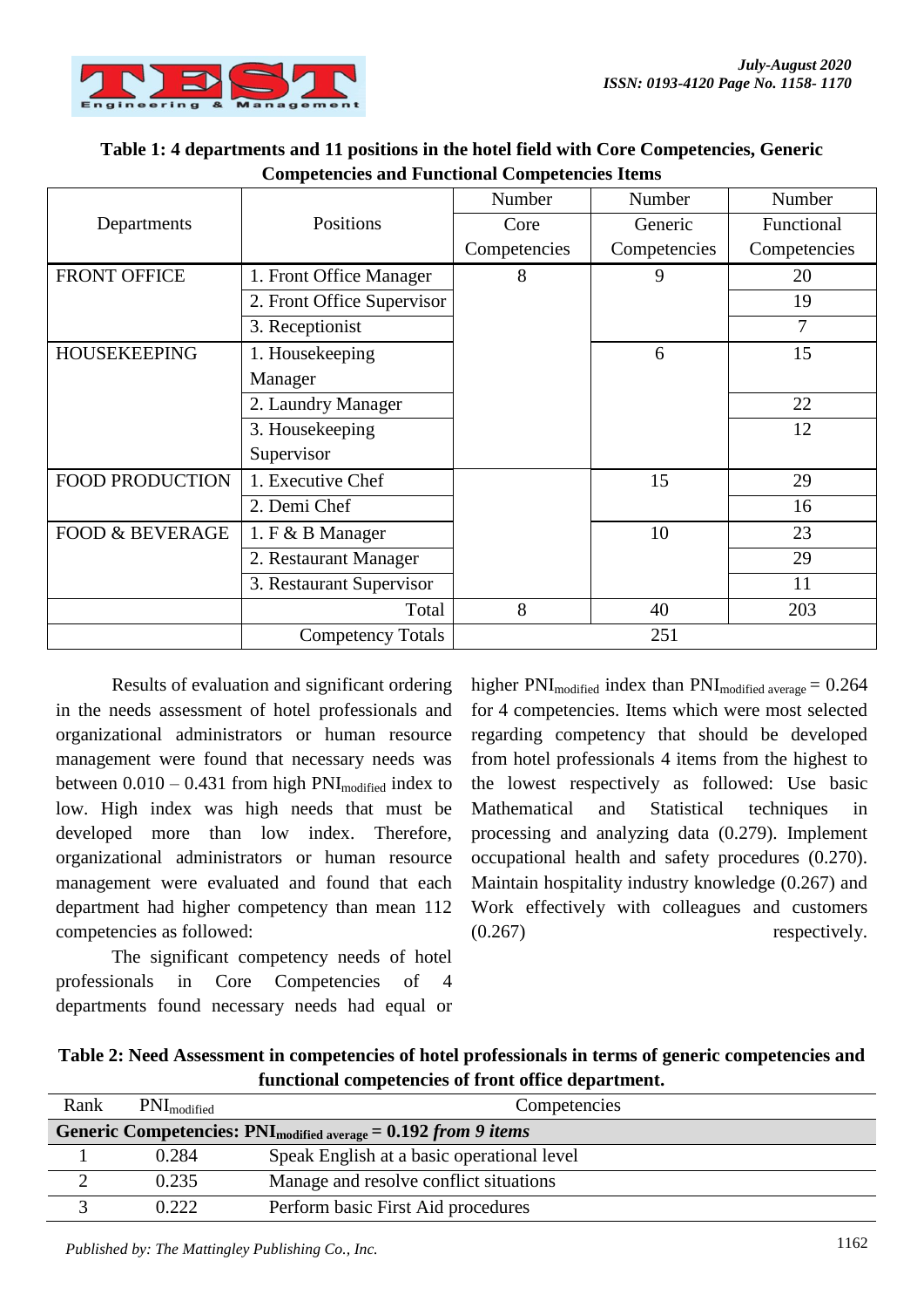**Table 1: 4 departments and 11 positions in the hotel field with Core Competencies, Generic Competencies and Functional Competencies Items**

| Departments | Positions | Number Core Competencies | Number Generic Competencies | Number Functional Competencies |
|---|---|---|---|---|
| FRONT OFFICE | 1. Front Office Manager | 8 | 9 | 20 |
| | 2. Front Office Supervisor | | | 19 |
| | 3. Receptionist | | | 7 |
| HOUSEKEEPING | 1. Housekeeping Manager | | 6 | 15 |
| | 2. Laundry Manager | | | 22 |
| | 3. Housekeeping Supervisor | | | 12 |
| FOOD PRODUCTION | 1. Executive Chef | | 15 | 29 |
| | 2. Demi Chef | | | 16 |
| FOOD & BEVERAGE | 1. F & B Manager | | 10 | 23 |
| | 2. Restaurant Manager | | | 29 |
| | 3. Restaurant Supervisor | | | 11 |
| | Total | 8 | 40 | 203 |
| | Competency Totals | 251 | | |

Results of evaluation and significant ordering in the needs assessment of hotel professionals and organizational administrators or human resource management were found that necessary needs was between 0.010 – 0.431 from high $PNI_{modified}$ index to low. High index was high needs that must be developed more than low index. Therefore, organizational administrators or human resource management were evaluated and found that each department had higher competency than mean 112 competencies as followed:

The significant competency needs of hotel professionals in Core Competencies of 4 departments found necessary needs had equal or higher $PNI_{modified}$ index than $PNI_{modified\ average}$ = 0.264 for 4 competencies. Items which were most selected regarding competency that should be developed from hotel professionals 4 items from the highest to the lowest respectively as followed: Use basic Mathematical and Statistical techniques in processing and analyzing data (0.279). Implement occupational health and safety procedures (0.270). Maintain hospitality industry knowledge (0.267) and Work effectively with colleagues and customers (0.267) respectively.

**Table 2: Need Assessment in competencies of hotel professionals in terms of generic competencies and functional competencies of front office department.**

| Rank | $PNI_{modified}$ | Competencies |
|---|---|---|
| **Generic Competencies: $PNI_{modified\ average}$ = 0.192** ***from 9 items*** | | |
| 1 | 0.284 | Speak English at a basic operational level |
| 2 | 0.235 | Manage and resolve conflict situations |
| 3 | 0.222 | Perform basic First Aid procedures |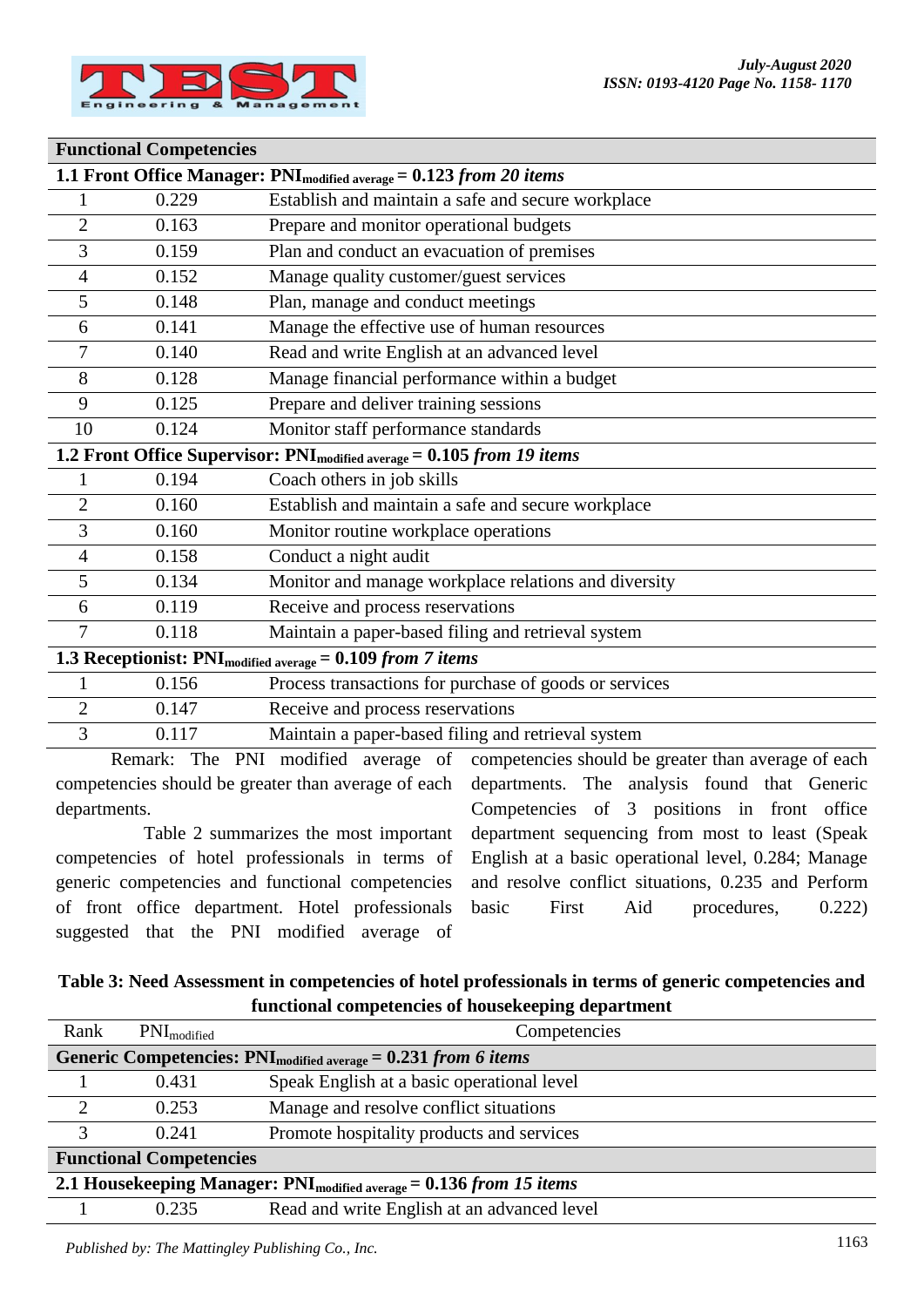| | | Functional Competencies |
|---|---|---|
| **1.1 Front Office Manager: $PNI_{modified\ average}$ = 0.123 *from 20 items*** | | |
| 1 | 0.229 | Establish and maintain a safe and secure workplace |
| 2 | 0.163 | Prepare and monitor operational budgets |
| 3 | 0.159 | Plan and conduct an evacuation of premises |
| 4 | 0.152 | Manage quality customer/guest services |
| 5 | 0.148 | Plan, manage and conduct meetings |
| 6 | 0.141 | Manage the effective use of human resources |
| 7 | 0.140 | Read and write English at an advanced level |
| 8 | 0.128 | Manage financial performance within a budget |
| 9 | 0.125 | Prepare and deliver training sessions |
| 10 | 0.124 | Monitor staff performance standards |
| **1.2 Front Office Supervisor: $PNI_{modified\ average}$ = 0.105 *from 19 items*** | | |
| 1 | 0.194 | Coach others in job skills |
| 2 | 0.160 | Establish and maintain a safe and secure workplace |
| 3 | 0.160 | Monitor routine workplace operations |
| 4 | 0.158 | Conduct a night audit |
| 5 | 0.134 | Monitor and manage workplace relations and diversity |
| 6 | 0.119 | Receive and process reservations |
| 7 | 0.118 | Maintain a paper-based filing and retrieval system |
| **1.3 Receptionist: $PNI_{modified\ average}$ = 0.109 *from 7 items*** | | |
| 1 | 0.156 | Process transactions for purchase of goods or services |
| 2 | 0.147 | Receive and process reservations |
| 3 | 0.117 | Maintain a paper-based filing and retrieval system |

Remark: The PNI modified average of competencies should be greater than average of each departments.

Table 2 summarizes the most important competencies of hotel professionals in terms of generic competencies and functional competencies of front office department. Hotel professionals suggested that the PNI modified average of competencies should be greater than average of each departments. The analysis found that Generic Competencies of 3 positions in front office department sequencing from most to least (Speak English at a basic operational level, 0.284; Manage and resolve conflict situations, 0.235 and Perform basic First Aid procedures, 0.222)

**Table 3: Need Assessment in competencies of hotel professionals in terms of generic competencies and functional competencies of housekeeping department**

| Rank | $PNI_{modified}$ | Competencies |
|---|---|---|
| **Generic Competencies: $PNI_{modified\ average}$ = 0.231 *from 6 items*** | | |
| 1 | 0.431 | Speak English at a basic operational level |
| 2 | 0.253 | Manage and resolve conflict situations |
| 3 | 0.241 | Promote hospitality products and services |
| **Functional Competencies** | | |
| **2.1 Housekeeping Manager: $PNI_{modified\ average}$ = 0.136 *from 15 items*** | | |
| 1 | 0.235 | Read and write English at an advanced level |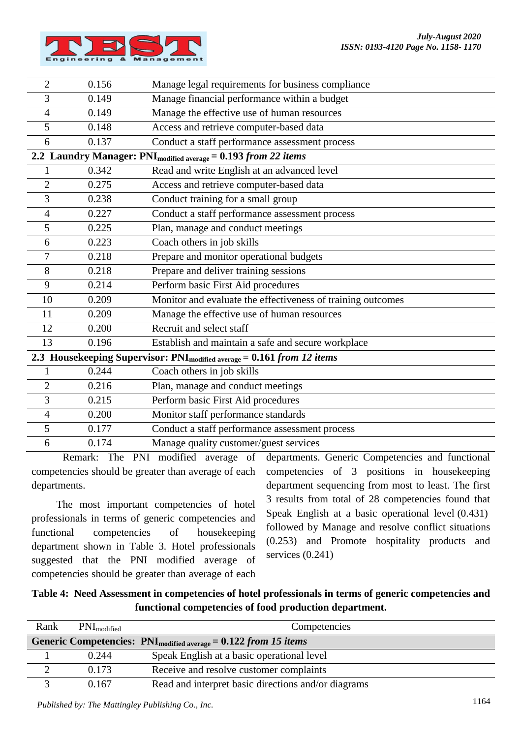| Rank | $PNI_{modified}$ | Competencies |
|---|---|---|
| 2 | 0.156 | Manage legal requirements for business compliance |
| 3 | 0.149 | Manage financial performance within a budget |
| 4 | 0.149 | Manage the effective use of human resources |
| 5 | 0.148 | Access and retrieve computer-based data |
| 6 | 0.137 | Conduct a staff performance assessment process |
| **2.2 Laundry Manager: $PNI_{modified\ average}$ = 0.193** ***from 22 items*** | | |
| 1 | 0.342 | Read and write English at an advanced level |
| 2 | 0.275 | Access and retrieve computer-based data |
| 3 | 0.238 | Conduct training for a small group |
| 4 | 0.227 | Conduct a staff performance assessment process |
| 5 | 0.225 | Plan, manage and conduct meetings |
| 6 | 0.223 | Coach others in job skills |
| 7 | 0.218 | Prepare and monitor operational budgets |
| 8 | 0.218 | Prepare and deliver training sessions |
| 9 | 0.214 | Perform basic First Aid procedures |
| 10 | 0.209 | Monitor and evaluate the effectiveness of training outcomes |
| 11 | 0.209 | Manage the effective use of human resources |
| 12 | 0.200 | Recruit and select staff |
| 13 | 0.196 | Establish and maintain a safe and secure workplace |
| **2.3 Housekeeping Supervisor: $PNI_{modified\ average}$ = 0.161** ***from 12 items*** | | |
| 1 | 0.244 | Coach others in job skills |
| 2 | 0.216 | Plan, manage and conduct meetings |
| 3 | 0.215 | Perform basic First Aid procedures |
| 4 | 0.200 | Monitor staff performance standards |
| 5 | 0.177 | Conduct a staff performance assessment process |
| 6 | 0.174 | Manage quality customer/guest services |

Remark: The PNI modified average of competencies should be greater than average of each departments.

The most important competencies of hotel professionals in terms of generic competencies and functional competencies of housekeeping department shown in Table 3. Hotel professionals suggested that the PNI modified average of competencies should be greater than average of each departments. Generic Competencies and functional competencies of 3 positions in housekeeping department sequencing from most to least. The first 3 results from total of 28 competencies found that Speak English at a basic operational level (0.431) followed by Manage and resolve conflict situations (0.253) and Promote hospitality products and services (0.241)

**Table 4: Need Assessment in competencies of hotel professionals in terms of generic competencies and functional competencies of food production department.**

| Rank | $PNI_{modified}$ | Competencies |
|---|---|---|
| **Generic Competencies: $PNI_{modified\ average}$ = 0.122** ***from 15 items*** | | |
| 1 | 0.244 | Speak English at a basic operational level |
| 2 | 0.173 | Receive and resolve customer complaints |
| 3 | 0.167 | Read and interpret basic directions and/or diagrams |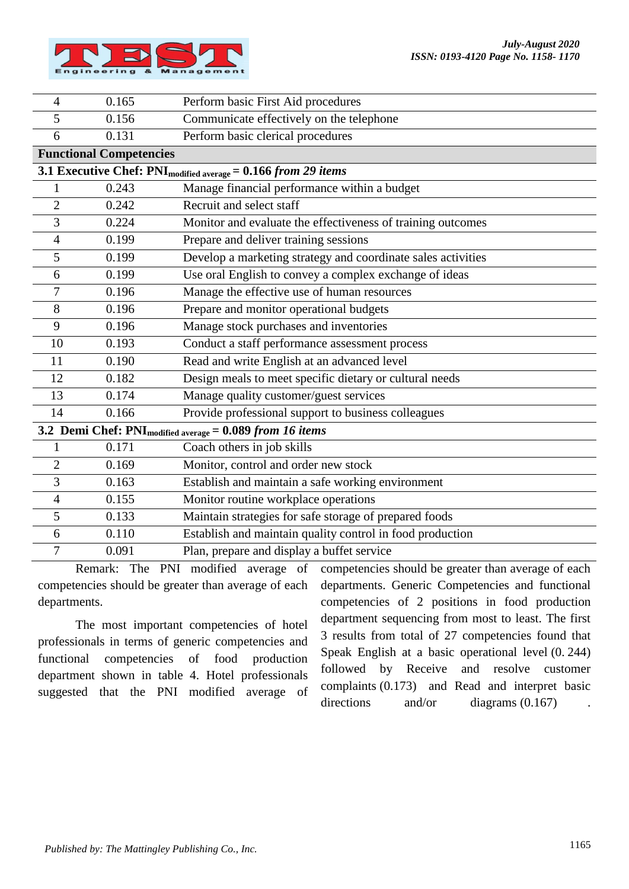| | | |
|---|---|---|
| 4 | 0.165 | Perform basic First Aid procedures |
| 5 | 0.156 | Communicate effectively on the telephone |
| 6 | 0.131 | Perform basic clerical procedures |
| **Functional Competencies** | | |
| **3.1 Executive Chef: $PNI_{modified\ average}$ = 0.166** ***from 29 items*** | | |
| 1 | 0.243 | Manage financial performance within a budget |
| 2 | 0.242 | Recruit and select staff |
| 3 | 0.224 | Monitor and evaluate the effectiveness of training outcomes |
| 4 | 0.199 | Prepare and deliver training sessions |
| 5 | 0.199 | Develop a marketing strategy and coordinate sales activities |
| 6 | 0.199 | Use oral English to convey a complex exchange of ideas |
| 7 | 0.196 | Manage the effective use of human resources |
| 8 | 0.196 | Prepare and monitor operational budgets |
| 9 | 0.196 | Manage stock purchases and inventories |
| 10 | 0.193 | Conduct a staff performance assessment process |
| 11 | 0.190 | Read and write English at an advanced level |
| 12 | 0.182 | Design meals to meet specific dietary or cultural needs |
| 13 | 0.174 | Manage quality customer/guest services |
| 14 | 0.166 | Provide professional support to business colleagues |
| **3.2 Demi Chef: $PNI_{modified\ average}$ = 0.089** ***from 16 items*** | | |
| 1 | 0.171 | Coach others in job skills |
| 2 | 0.169 | Monitor, control and order new stock |
| 3 | 0.163 | Establish and maintain a safe working environment |
| 4 | 0.155 | Monitor routine workplace operations |
| 5 | 0.133 | Maintain strategies for safe storage of prepared foods |
| 6 | 0.110 | Establish and maintain quality control in food production |
| 7 | 0.091 | Plan, prepare and display a buffet service |

Remark: The PNI modified average of competencies should be greater than average of each departments.

The most important competencies of hotel professionals in terms of generic competencies and functional competencies of food production department shown in table 4. Hotel professionals suggested that the PNI modified average of competencies should be greater than average of each departments. Generic Competencies and functional competencies of 2 positions in food production department sequencing from most to least. The first 3 results from total of 27 competencies found that Speak English at a basic operational level (0. 244) followed by Receive and resolve customer complaints (0.173) and Read and interpret basic directions and/or diagrams (0.167) .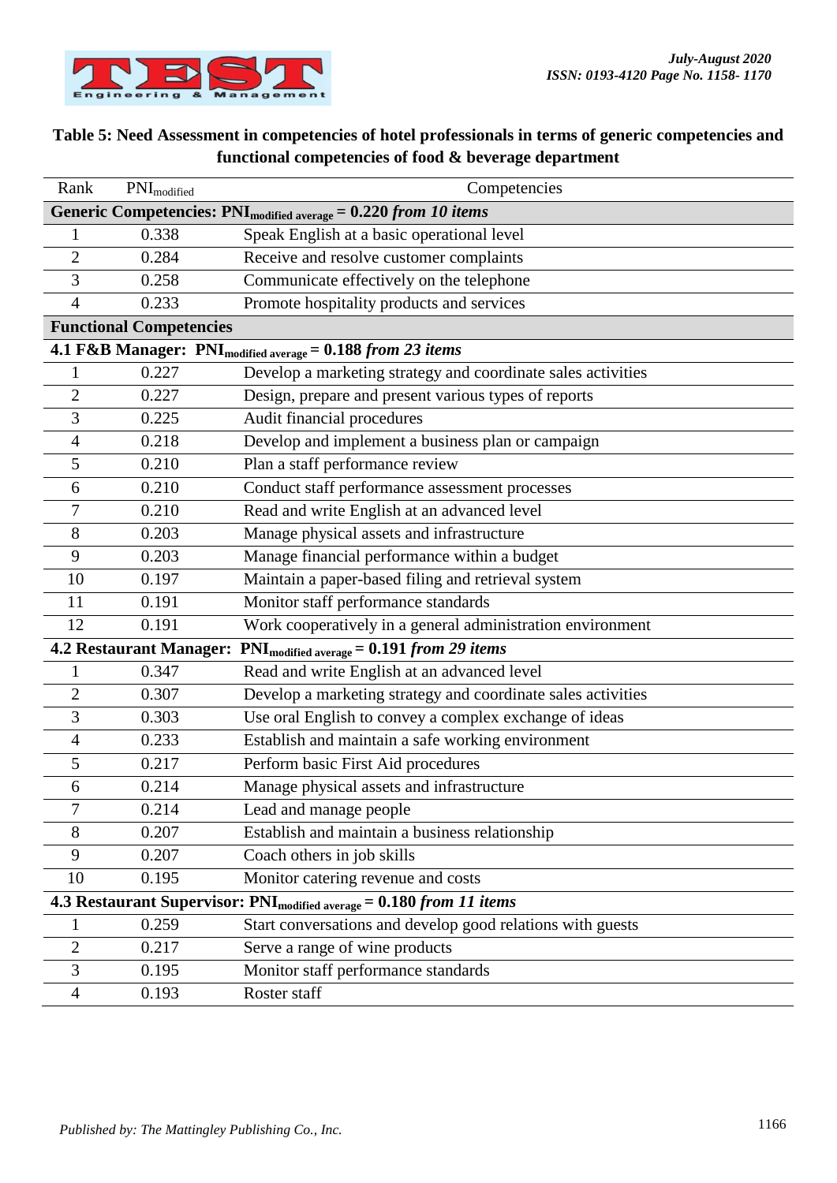**Table 5: Need Assessment in competencies of hotel professionals in terms of generic competencies and functional competencies of food & beverage department**

| Rank | $PNI_{modified}$ | Competencies |
|---|---|---|
| **Generic Competencies: $PNI_{modified\ average}$ = 0.220 *from 10 items*** | | |
| 1 | 0.338 | Speak English at a basic operational level |
| 2 | 0.284 | Receive and resolve customer complaints |
| 3 | 0.258 | Communicate effectively on the telephone |
| 4 | 0.233 | Promote hospitality products and services |
| **Functional Competencies** | | |
| **4.1 F&B Manager: $PNI_{modified\ average}$ = 0.188 *from 23 items*** | | |
| 1 | 0.227 | Develop a marketing strategy and coordinate sales activities |
| 2 | 0.227 | Design, prepare and present various types of reports |
| 3 | 0.225 | Audit financial procedures |
| 4 | 0.218 | Develop and implement a business plan or campaign |
| 5 | 0.210 | Plan a staff performance review |
| 6 | 0.210 | Conduct staff performance assessment processes |
| 7 | 0.210 | Read and write English at an advanced level |
| 8 | 0.203 | Manage physical assets and infrastructure |
| 9 | 0.203 | Manage financial performance within a budget |
| 10 | 0.197 | Maintain a paper-based filing and retrieval system |
| 11 | 0.191 | Monitor staff performance standards |
| 12 | 0.191 | Work cooperatively in a general administration environment |
| **4.2 Restaurant Manager: $PNI_{modified\ average}$ = 0.191 *from 29 items*** | | |
| 1 | 0.347 | Read and write English at an advanced level |
| 2 | 0.307 | Develop a marketing strategy and coordinate sales activities |
| 3 | 0.303 | Use oral English to convey a complex exchange of ideas |
| 4 | 0.233 | Establish and maintain a safe working environment |
| 5 | 0.217 | Perform basic First Aid procedures |
| 6 | 0.214 | Manage physical assets and infrastructure |
| 7 | 0.214 | Lead and manage people |
| 8 | 0.207 | Establish and maintain a business relationship |
| 9 | 0.207 | Coach others in job skills |
| 10 | 0.195 | Monitor catering revenue and costs |
| **4.3 Restaurant Supervisor: $PNI_{modified\ average}$ = 0.180 *from 11 items*** | | |
| 1 | 0.259 | Start conversations and develop good relations with guests |
| 2 | 0.217 | Serve a range of wine products |
| 3 | 0.195 | Monitor staff performance standards |
| 4 | 0.193 | Roster staff |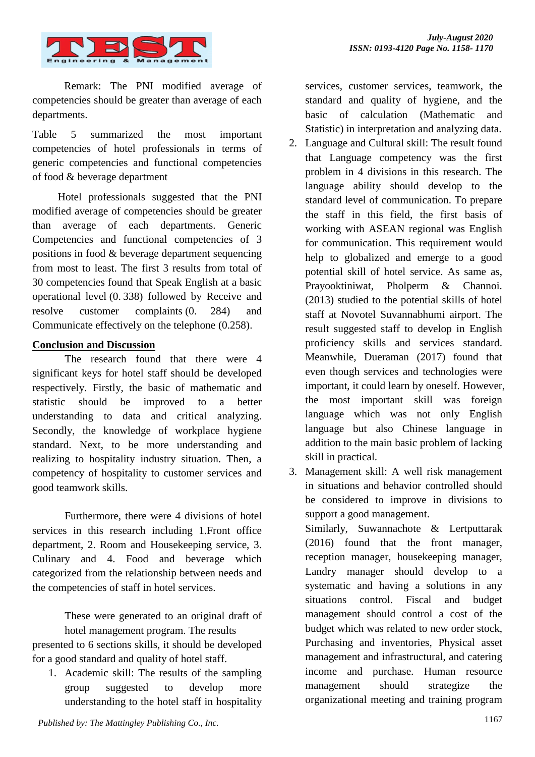Remark: The PNI modified average of competencies should be greater than average of each departments.

Table 5 summarized the most important competencies of hotel professionals in terms of generic competencies and functional competencies of food & beverage department

Hotel professionals suggested that the PNI modified average of competencies should be greater than average of each departments. Generic Competencies and functional competencies of 3 positions in food & beverage department sequencing from most to least. The first 3 results from total of 30 competencies found that Speak English at a basic operational level (0. 338) followed by Receive and resolve customer complaints (0. 284) and Communicate effectively on the telephone (0.258).

## Conclusion and Discussion

The research found that there were 4 significant keys for hotel staff should be developed respectively. Firstly, the basic of mathematic and statistic should be improved to a better understanding to data and critical analyzing. Secondly, the knowledge of workplace hygiene standard. Next, to be more understanding and realizing to hospitality industry situation. Then, a competency of hospitality to customer services and good teamwork skills.

Furthermore, there were 4 divisions of hotel services in this research including 1.Front office department, 2. Room and Housekeeping service, 3. Culinary and 4. Food and beverage which categorized from the relationship between needs and the competencies of staff in hotel services.

These were generated to an original draft of hotel management program. The results presented to 6 sections skills, it should be developed for a good standard and quality of hotel staff.

1. Academic skill: The results of the sampling group suggested to develop more understanding to the hotel staff in hospitality services, customer services, teamwork, the standard and quality of hygiene, and the basic of calculation (Mathematic and Statistic) in interpretation and analyzing data.
2. Language and Cultural skill: The result found that Language competency was the first problem in 4 divisions in this research. The language ability should develop to the standard level of communication. To prepare the staff in this field, the first basis of working with ASEAN regional was English for communication. This requirement would help to globalized and emerge to a good potential skill of hotel service. As same as, Prayooktiniwat, Pholperm & Channoi. (2013) studied to the potential skills of hotel staff at Novotel Suvannabhumi airport. The result suggested staff to develop in English proficiency skills and services standard. Meanwhile, Dueraman (2017) found that even though services and technologies were important, it could learn by oneself. However, the most important skill was foreign language which was not only English language but also Chinese language in addition to the main basic problem of lacking skill in practical.
3. Management skill: A well risk management in situations and behavior controlled should be considered to improve in divisions to support a good management.
   Similarly, Suwannachote & Lertputtarak (2016) found that the front manager, reception manager, housekeeping manager, Landry manager should develop to a systematic and having a solutions in any situations control. Fiscal and budget management should control a cost of the budget which was related to new order stock, Purchasing and inventories, Physical asset management and infrastructural, and catering income and purchase. Human resource management should strategize the organizational meeting and training program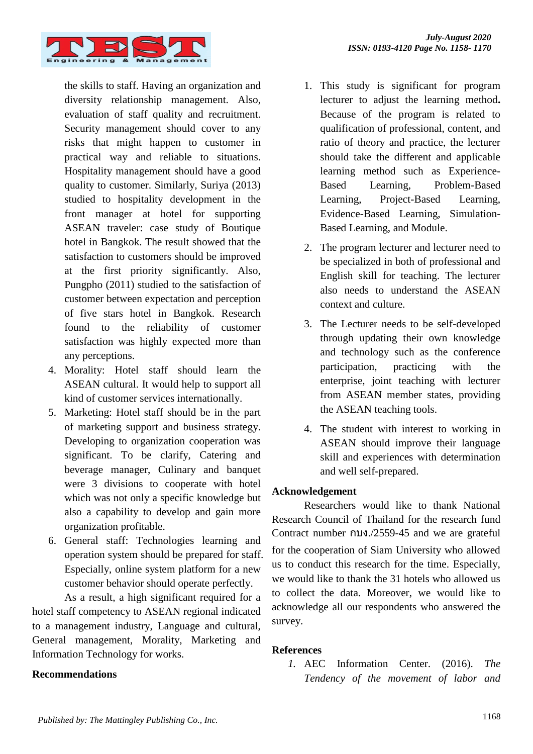the skills to staff. Having an organization and diversity relationship management. Also, evaluation of staff quality and recruitment. Security management should cover to any risks that might happen to customer in practical way and reliable to situations. Hospitality management should have a good quality to customer. Similarly, Suriya (2013) studied to hospitality development in the front manager at hotel for supporting ASEAN traveler: case study of Boutique hotel in Bangkok. The result showed that the satisfaction to customers should be improved at the first priority significantly. Also, Pungpho (2011) studied to the satisfaction of customer between expectation and perception of five stars hotel in Bangkok. Research found to the reliability of customer satisfaction was highly expected more than any perceptions.

4. Morality: Hotel staff should learn the ASEAN cultural. It would help to support all kind of customer services internationally.
5. Marketing: Hotel staff should be in the part of marketing support and business strategy. Developing to organization cooperation was significant. To be clarify, Catering and beverage manager, Culinary and banquet were 3 divisions to cooperate with hotel which was not only a specific knowledge but also a capability to develop and gain more organization profitable.
6. General staff: Technologies learning and operation system should be prepared for staff. Especially, online system platform for a new customer behavior should operate perfectly.

As a result, a high significant required for a hotel staff competency to ASEAN regional indicated to a management industry, Language and cultural, General management, Morality, Marketing and Information Technology for works.

**Recommendations**

1. This study is significant for program lecturer to adjust the learning method**.** Because of the program is related to qualification of professional, content, and ratio of theory and practice, the lecturer should take the different and applicable learning method such as Experience-Based Learning, Problem-Based Learning, Project-Based Learning, Evidence-Based Learning, Simulation-Based Learning, and Module.
2. The program lecturer and lecturer need to be specialized in both of professional and English skill for teaching. The lecturer also needs to understand the ASEAN context and culture.
3. The Lecturer needs to be self-developed through updating their own knowledge and technology such as the conference participation, practicing with the enterprise, joint teaching with lecturer from ASEAN member states, providing the ASEAN teaching tools.
4. The student with interest to working in ASEAN should improve their language skill and experiences with determination and well self-prepared.

**Acknowledgement**

Researchers would like to thank National Research Council of Thailand for the research fund Contract number กบง./2559-45 and we are grateful for the cooperation of Siam University who allowed us to conduct this research for the time. Especially, we would like to thank the 31 hotels who allowed us to collect the data. Moreover, we would like to acknowledge all our respondents who answered the survey.

**References**

1. AEC Information Center. (2016). *The Tendency of the movement of labor and*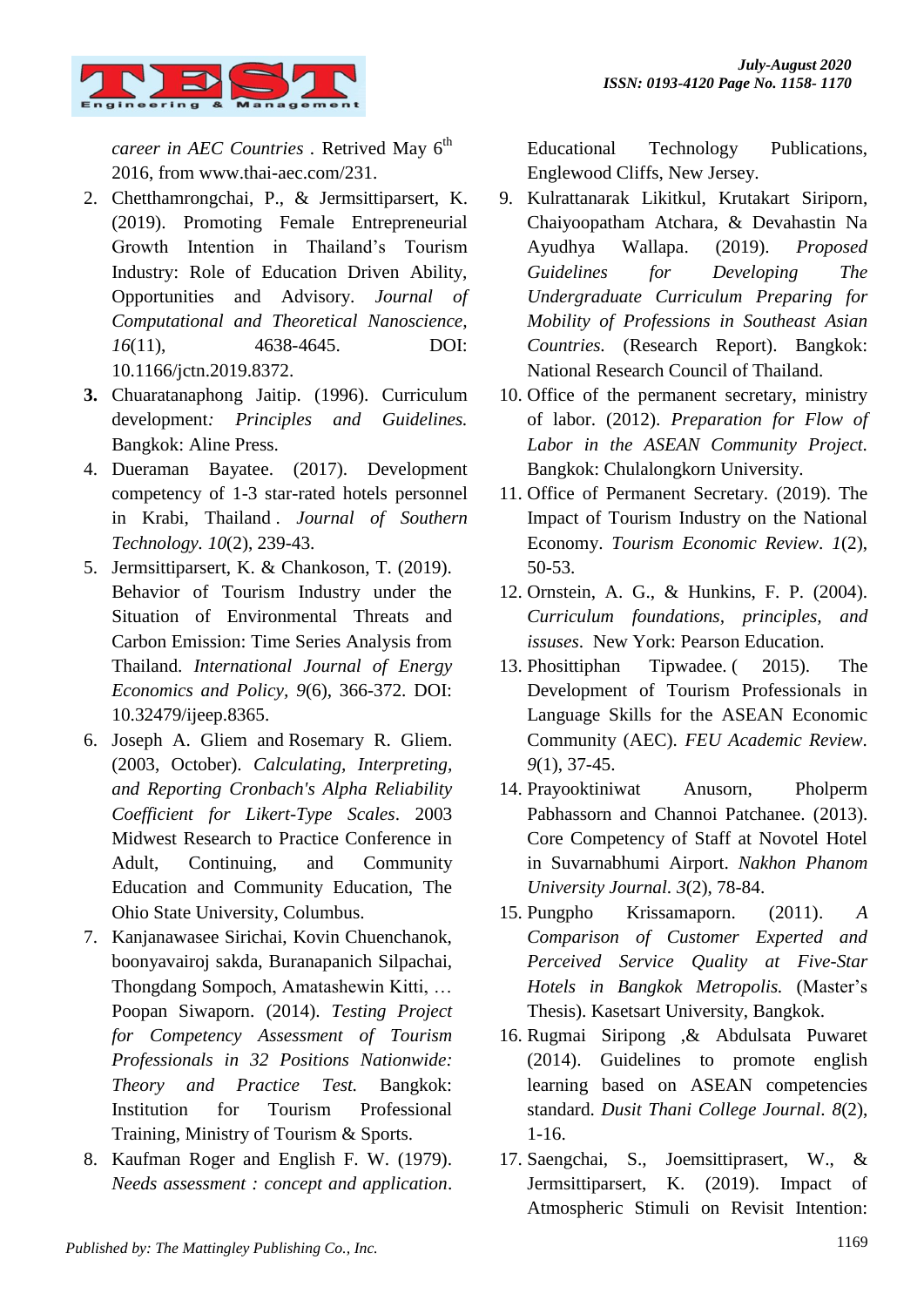*career in AEC Countries* . Retrived May 6th 2016, from www.thai-aec.com/231.

2. Chetthamrongchai, P., & Jermsittiparsert, K. (2019). Promoting Female Entrepreneurial Growth Intention in Thailand's Tourism Industry: Role of Education Driven Ability, Opportunities and Advisory. *Journal of Computational and Theoretical Nanoscience, 16*(11), 4638-4645. DOI: 10.1166/jctn.2019.8372.
3. Chuaratanaphong Jaitip. (1996). Curriculum development*: Principles and Guidelines.* Bangkok: Aline Press.
4. Dueraman Bayatee. (2017). Development competency of 1-3 star-rated hotels personnel in Krabi, Thailand . *Journal of Southern Technology. 10*(2), 239-43.
5. Jermsittiparsert, K. & Chankoson, T. (2019). Behavior of Tourism Industry under the Situation of Environmental Threats and Carbon Emission: Time Series Analysis from Thailand. *International Journal of Energy Economics and Policy, 9*(6), 366-372. DOI: 10.32479/ijeep.8365.
6. Joseph A. Gliem and Rosemary R. Gliem. (2003, October). *Calculating, Interpreting, and Reporting Cronbach's Alpha Reliability Coefficient for Likert-Type Scales*. 2003 Midwest Research to Practice Conference in Adult, Continuing, and Community Education and Community Education, The Ohio State University, Columbus.
7. Kanjanawasee Sirichai, Kovin Chuenchanok, boonyavairoj sakda, Buranapanich Silpachai, Thongdang Sompoch, Amatashewin Kitti, … Poopan Siwaporn. (2014). *Testing Project for Competency Assessment of Tourism Professionals in 32 Positions Nationwide: Theory and Practice Test.* Bangkok: Institution for Tourism Professional Training, Ministry of Tourism & Sports.
8. Kaufman Roger and English F. W. (1979). *Needs assessment : concept and application*. Educational Technology Publications, Englewood Cliffs, New Jersey.
9. Kulrattanarak Likitkul, Krutakart Siriporn, Chaiyoopatham Atchara, & Devahastin Na Ayudhya Wallapa. (2019). *Proposed Guidelines for Developing The Undergraduate Curriculum Preparing for Mobility of Professions in Southeast Asian Countries.* (Research Report). Bangkok: National Research Council of Thailand.
10. Office of the permanent secretary, ministry of labor. (2012). *Preparation for Flow of Labor in the ASEAN Community Project*. Bangkok: Chulalongkorn University.
11. Office of Permanent Secretary. (2019). The Impact of Tourism Industry on the National Economy. *Tourism Economic Review*. *1*(2), 50-53.
12. Ornstein, A. G., & Hunkins, F. P. (2004). *Curriculum foundations, principles, and issuses*. New York: Pearson Education.
13. Phosittiphan Tipwadee. ( 2015). The Development of Tourism Professionals in Language Skills for the ASEAN Economic Community (AEC). *FEU Academic Review*. *9*(1), 37-45.
14. Prayooktiniwat Anusorn, Pholperm Pabhassorn and Channoi Patchanee. (2013). Core Competency of Staff at Novotel Hotel in Suvarnabhumi Airport. *Nakhon Phanom University Journal. 3*(2), 78-84.
15. Pungpho Krissamaporn. (2011). *A Comparison of Customer Experted and Perceived Service Quality at Five-Star Hotels in Bangkok Metropolis.* (Master's Thesis). Kasetsart University, Bangkok.
16. Rugmai Siripong ,& Abdulsata Puwaret (2014). Guidelines to promote english learning based on ASEAN competencies standard. *Dusit Thani College Journal*. *8*(2), 1-16.
17. Saengchai, S., Joemsittiprasert, W., & Jermsittiparsert, K. (2019). Impact of Atmospheric Stimuli on Revisit Intention: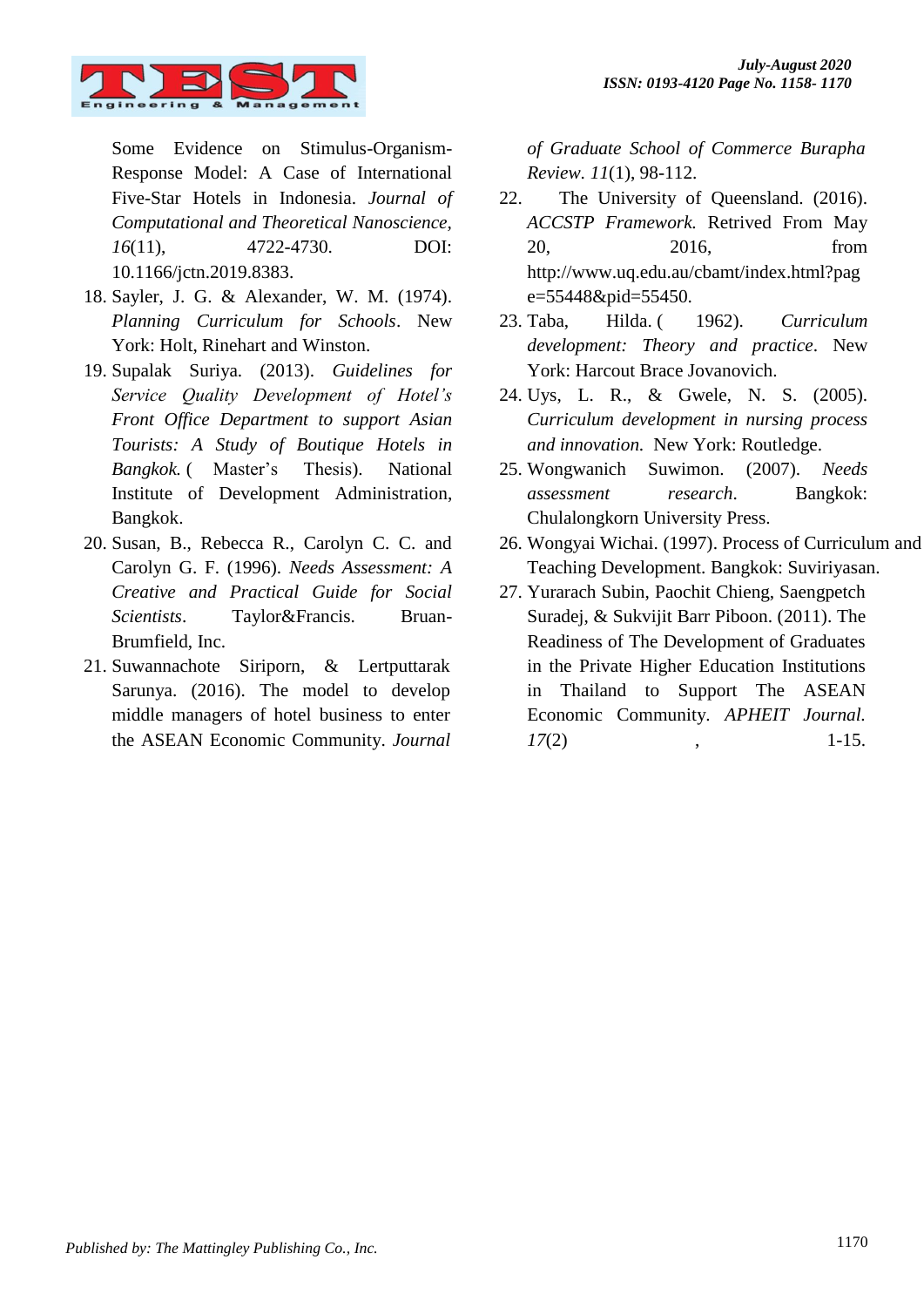Some Evidence on Stimulus-Organism-Response Model: A Case of International Five-Star Hotels in Indonesia. *Journal of Computational and Theoretical Nanoscience, 16*(11), 4722-4730. DOI: 10.1166/jctn.2019.8383.

18. Sayler, J. G. & Alexander, W. M. (1974). *Planning Curriculum for Schools*. New York: Holt, Rinehart and Winston.
19. Supalak Suriya. (2013). *Guidelines for Service Quality Development of Hotel's Front Office Department to support Asian Tourists: A Study of Boutique Hotels in Bangkok.* ( Master's Thesis). National Institute of Development Administration, Bangkok.
20. Susan, B., Rebecca R., Carolyn C. C. and Carolyn G. F. (1996). *Needs Assessment: A Creative and Practical Guide for Social Scientists*. Taylor&Francis. Bruan-Brumfield, Inc.
21. Suwannachote Siriporn, & Lertputtarak Sarunya. (2016). The model to develop middle managers of hotel business to enter the ASEAN Economic Community. *Journal of Graduate School of Commerce Burapha Review. 11*(1), 98-112.
22. The University of Queensland. (2016). *ACCSTP Framework.* Retrived From May 20, 2016, from http://www.uq.edu.au/cbamt/index.html?page=55448&pid=55450.
23. Taba, Hilda. ( 1962). *Curriculum development: Theory and practice*. New York: Harcout Brace Jovanovich.
24. Uys, L. R., & Gwele, N. S. (2005). *Curriculum development in nursing process and innovation.* New York: Routledge.
25. Wongwanich Suwimon. (2007). *Needs assessment research*. Bangkok: Chulalongkorn University Press.
26. Wongyai Wichai. (1997). Process of Curriculum and Teaching Development. Bangkok: Suviriyasan.
27. Yurarach Subin, Paochit Chieng, Saengpetch Suradej, & Sukvijit Barr Piboon. (2011). The Readiness of The Development of Graduates in the Private Higher Education Institutions in Thailand to Support The ASEAN Economic Community. *APHEIT Journal. 17*(2) , 1-15.